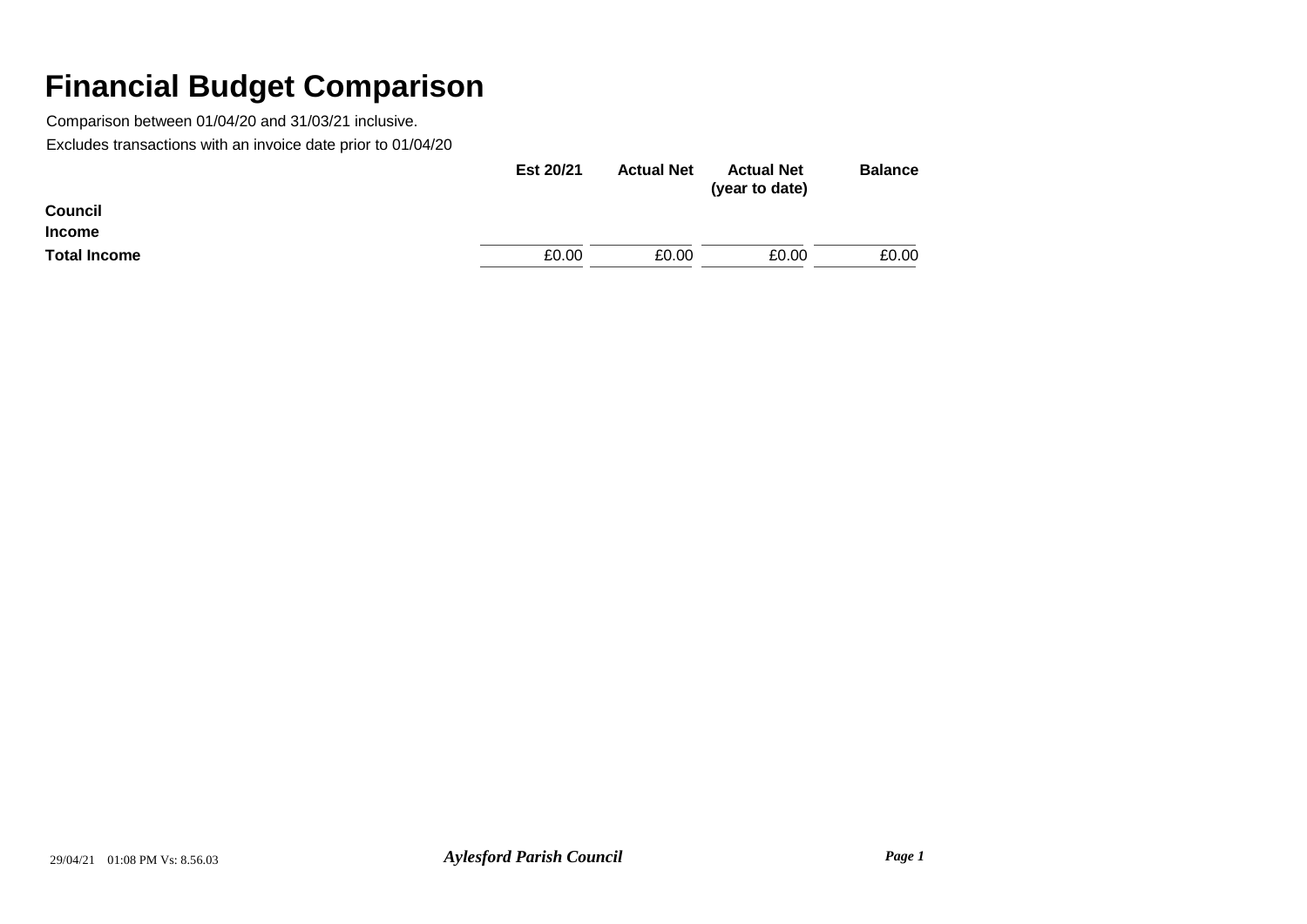# Financial Budget Comparison

Comparison between 01/04/20 and 31/03/21 inclusive.

Excludes transactions with an invoice date prior to 01/04/20

| | Est 20/21 | Actual Net | Actual Net (year to date) | Balance |
|---|---|---|---|---|
| **Council** | | | | |
| **Income** | | | | |
| **Total Income** | £0.00 | £0.00 | £0.00 | £0.00 |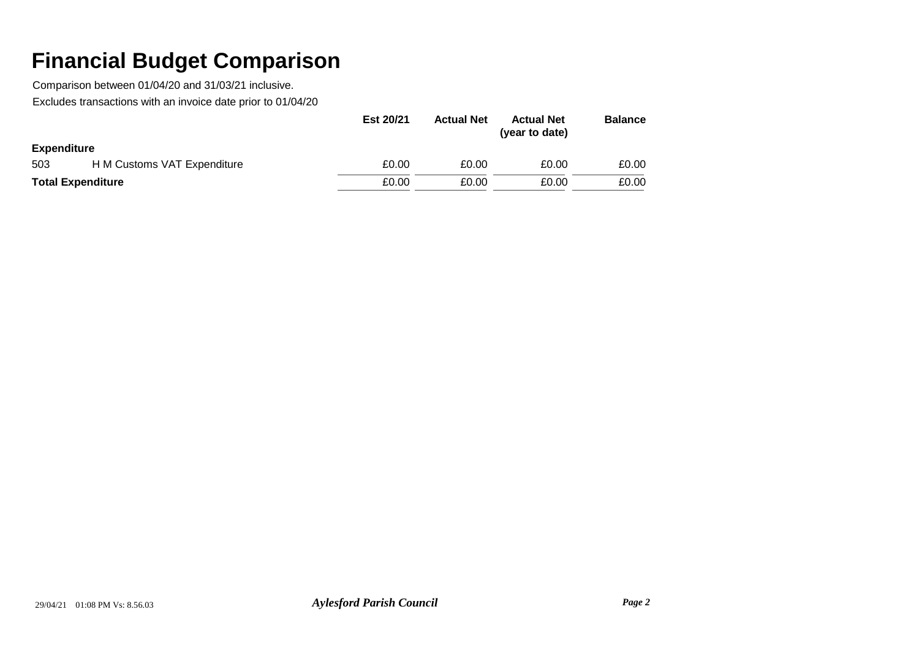# Financial Budget Comparison

Comparison between 01/04/20 and 31/03/21 inclusive.

Excludes transactions with an invoice date prior to 01/04/20

| | | Est 20/21 | Actual Net | Actual Net (year to date) | Balance |
|---|---|---|---|---|---|
| **Expenditure** | | | | | |
| 503 | H M Customs VAT Expenditure | £0.00 | £0.00 | £0.00 | £0.00 |
| **Total Expenditure** | | £0.00 | £0.00 | £0.00 | £0.00 |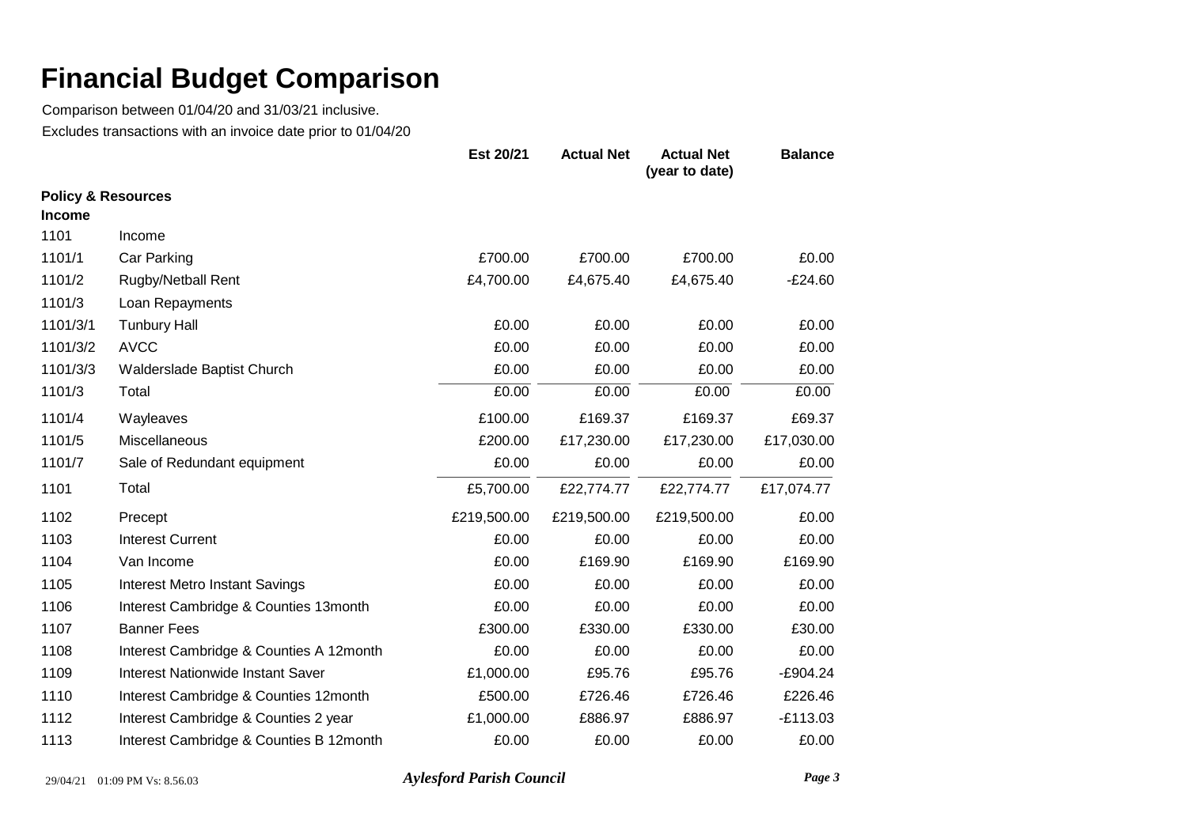# Financial Budget Comparison

Comparison between 01/04/20 and 31/03/21 inclusive.

Excludes transactions with an invoice date prior to 01/04/20

| | | Est 20/21 | Actual Net | Actual Net (year to date) | Balance |
|---|---|---|---|---|---|
| **Policy & Resources** | | | | | |
| **Income** | | | | | |
| 1101 | Income | | | | |
| 1101/1 | Car Parking | £700.00 | £700.00 | £700.00 | £0.00 |
| 1101/2 | Rugby/Netball Rent | £4,700.00 | £4,675.40 | £4,675.40 | -£24.60 |
| 1101/3 | Loan Repayments | | | | |
| 1101/3/1 | Tunbury Hall | £0.00 | £0.00 | £0.00 | £0.00 |
| 1101/3/2 | AVCC | £0.00 | £0.00 | £0.00 | £0.00 |
| 1101/3/3 | Walderslade Baptist Church | £0.00 | £0.00 | £0.00 | £0.00 |
| 1101/3 | Total | £0.00 | £0.00 | £0.00 | £0.00 |
| 1101/4 | Wayleaves | £100.00 | £169.37 | £169.37 | £69.37 |
| 1101/5 | Miscellaneous | £200.00 | £17,230.00 | £17,230.00 | £17,030.00 |
| 1101/7 | Sale of Redundant equipment | £0.00 | £0.00 | £0.00 | £0.00 |
| 1101 | Total | £5,700.00 | £22,774.77 | £22,774.77 | £17,074.77 |
| 1102 | Precept | £219,500.00 | £219,500.00 | £219,500.00 | £0.00 |
| 1103 | Interest Current | £0.00 | £0.00 | £0.00 | £0.00 |
| 1104 | Van Income | £0.00 | £169.90 | £169.90 | £169.90 |
| 1105 | Interest Metro Instant Savings | £0.00 | £0.00 | £0.00 | £0.00 |
| 1106 | Interest Cambridge & Counties 13month | £0.00 | £0.00 | £0.00 | £0.00 |
| 1107 | Banner Fees | £300.00 | £330.00 | £330.00 | £30.00 |
| 1108 | Interest Cambridge & Counties A 12month | £0.00 | £0.00 | £0.00 | £0.00 |
| 1109 | Interest Nationwide Instant Saver | £1,000.00 | £95.76 | £95.76 | -£904.24 |
| 1110 | Interest Cambridge & Counties 12month | £500.00 | £726.46 | £726.46 | £226.46 |
| 1112 | Interest Cambridge & Counties 2 year | £1,000.00 | £886.97 | £886.97 | -£113.03 |
| 1113 | Interest Cambridge & Counties B 12month | £0.00 | £0.00 | £0.00 | £0.00 |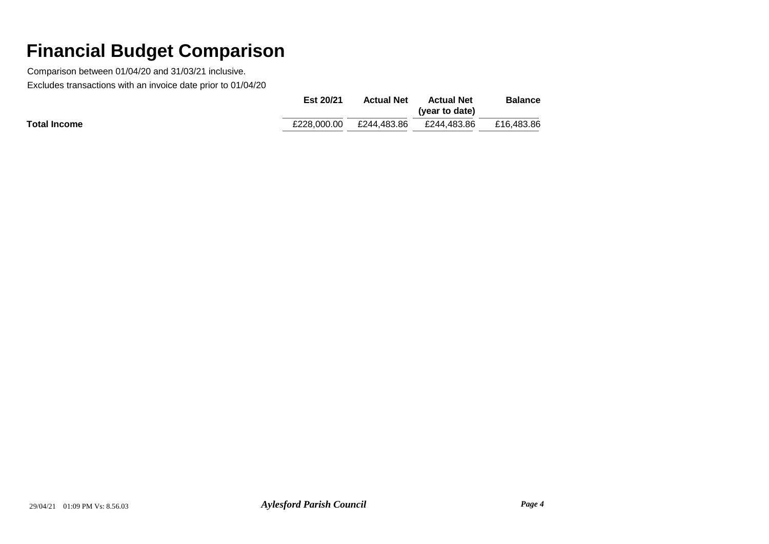# Financial Budget Comparison

Comparison between 01/04/20 and 31/03/21 inclusive.

Excludes transactions with an invoice date prior to 01/04/20

| | Est 20/21 | Actual Net | Actual Net (year to date) | Balance |
|---|---|---|---|---|
| **Total Income** | £228,000.00 | £244,483.86 | £244,483.86 | £16,483.86 |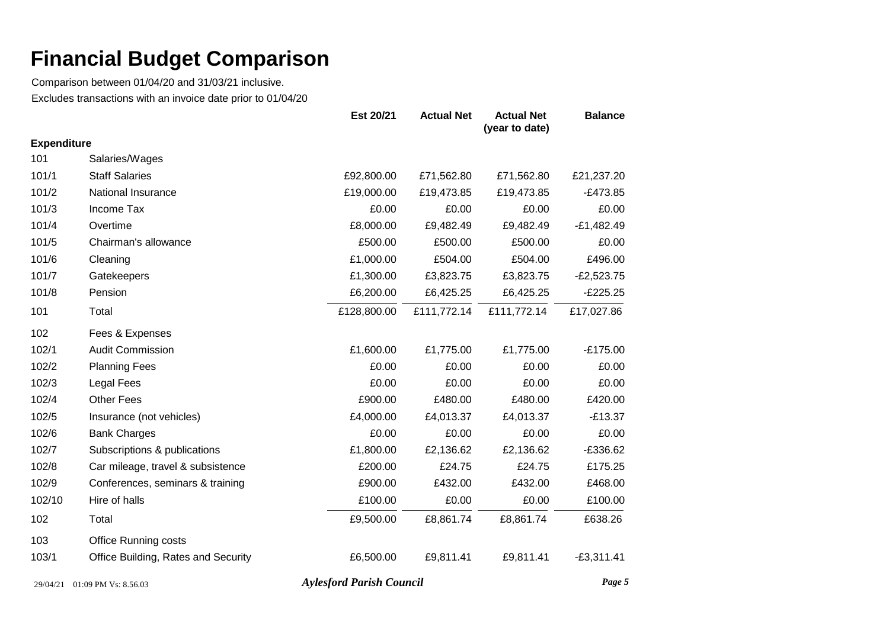# Financial Budget Comparison

Comparison between 01/04/20 and 31/03/21 inclusive.

Excludes transactions with an invoice date prior to 01/04/20

| | | Est 20/21 | Actual Net | Actual Net (year to date) | Balance |
|---|---|---|---|---|---|
| **Expenditure** | | | | | |
| 101 | Salaries/Wages | | | | |
| 101/1 | Staff Salaries | £92,800.00 | £71,562.80 | £71,562.80 | £21,237.20 |
| 101/2 | National Insurance | £19,000.00 | £19,473.85 | £19,473.85 | -£473.85 |
| 101/3 | Income Tax | £0.00 | £0.00 | £0.00 | £0.00 |
| 101/4 | Overtime | £8,000.00 | £9,482.49 | £9,482.49 | -£1,482.49 |
| 101/5 | Chairman's allowance | £500.00 | £500.00 | £500.00 | £0.00 |
| 101/6 | Cleaning | £1,000.00 | £504.00 | £504.00 | £496.00 |
| 101/7 | Gatekeepers | £1,300.00 | £3,823.75 | £3,823.75 | -£2,523.75 |
| 101/8 | Pension | £6,200.00 | £6,425.25 | £6,425.25 | -£225.25 |
| 101 | Total | £128,800.00 | £111,772.14 | £111,772.14 | £17,027.86 |
| 102 | Fees & Expenses | | | | |
| 102/1 | Audit Commission | £1,600.00 | £1,775.00 | £1,775.00 | -£175.00 |
| 102/2 | Planning Fees | £0.00 | £0.00 | £0.00 | £0.00 |
| 102/3 | Legal Fees | £0.00 | £0.00 | £0.00 | £0.00 |
| 102/4 | Other Fees | £900.00 | £480.00 | £480.00 | £420.00 |
| 102/5 | Insurance (not vehicles) | £4,000.00 | £4,013.37 | £4,013.37 | -£13.37 |
| 102/6 | Bank Charges | £0.00 | £0.00 | £0.00 | £0.00 |
| 102/7 | Subscriptions & publications | £1,800.00 | £2,136.62 | £2,136.62 | -£336.62 |
| 102/8 | Car mileage, travel & subsistence | £200.00 | £24.75 | £24.75 | £175.25 |
| 102/9 | Conferences, seminars & training | £900.00 | £432.00 | £432.00 | £468.00 |
| 102/10 | Hire of halls | £100.00 | £0.00 | £0.00 | £100.00 |
| 102 | Total | £9,500.00 | £8,861.74 | £8,861.74 | £638.26 |
| 103 | Office Running costs | | | | |
| 103/1 | Office Building, Rates and Security | £6,500.00 | £9,811.41 | £9,811.41 | -£3,311.41 |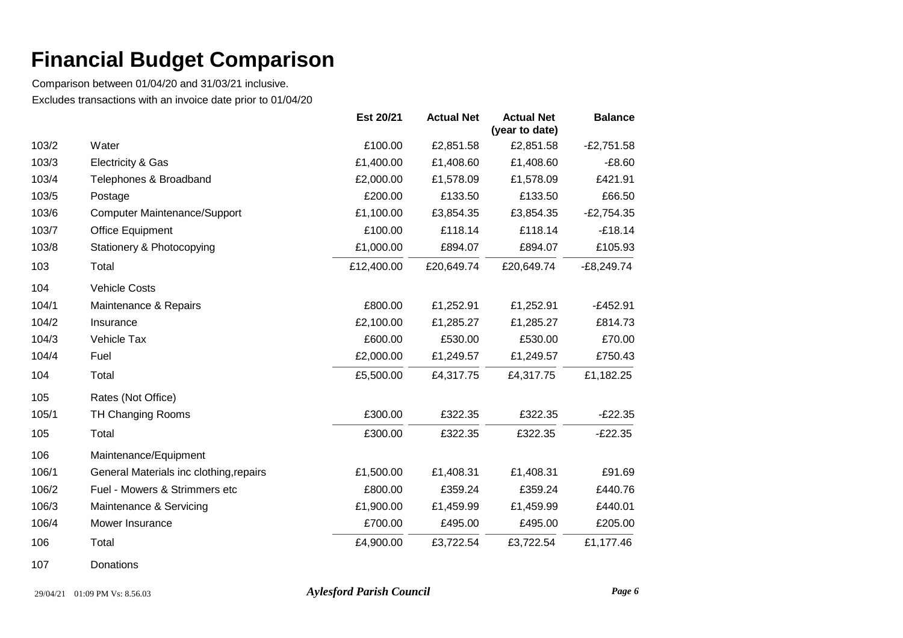# Financial Budget Comparison

Comparison between 01/04/20 and 31/03/21 inclusive.

Excludes transactions with an invoice date prior to 01/04/20

| | | Est 20/21 | Actual Net | Actual Net (year to date) | Balance |
|---|---|---|---|---|---|
| 103/2 | Water | £100.00 | £2,851.58 | £2,851.58 | -£2,751.58 |
| 103/3 | Electricity & Gas | £1,400.00 | £1,408.60 | £1,408.60 | -£8.60 |
| 103/4 | Telephones & Broadband | £2,000.00 | £1,578.09 | £1,578.09 | £421.91 |
| 103/5 | Postage | £200.00 | £133.50 | £133.50 | £66.50 |
| 103/6 | Computer Maintenance/Support | £1,100.00 | £3,854.35 | £3,854.35 | -£2,754.35 |
| 103/7 | Office Equipment | £100.00 | £118.14 | £118.14 | -£18.14 |
| 103/8 | Stationery & Photocopying | £1,000.00 | £894.07 | £894.07 | £105.93 |
| 103 | Total | £12,400.00 | £20,649.74 | £20,649.74 | -£8,249.74 |
| 104 | Vehicle Costs | | | | |
| 104/1 | Maintenance & Repairs | £800.00 | £1,252.91 | £1,252.91 | -£452.91 |
| 104/2 | Insurance | £2,100.00 | £1,285.27 | £1,285.27 | £814.73 |
| 104/3 | Vehicle Tax | £600.00 | £530.00 | £530.00 | £70.00 |
| 104/4 | Fuel | £2,000.00 | £1,249.57 | £1,249.57 | £750.43 |
| 104 | Total | £5,500.00 | £4,317.75 | £4,317.75 | £1,182.25 |
| 105 | Rates (Not Office) | | | | |
| 105/1 | TH Changing Rooms | £300.00 | £322.35 | £322.35 | -£22.35 |
| 105 | Total | £300.00 | £322.35 | £322.35 | -£22.35 |
| 106 | Maintenance/Equipment | | | | |
| 106/1 | General Materials inc clothing,repairs | £1,500.00 | £1,408.31 | £1,408.31 | £91.69 |
| 106/2 | Fuel - Mowers & Strimmers etc | £800.00 | £359.24 | £359.24 | £440.76 |
| 106/3 | Maintenance & Servicing | £1,900.00 | £1,459.99 | £1,459.99 | £440.01 |
| 106/4 | Mower Insurance | £700.00 | £495.00 | £495.00 | £205.00 |
| 106 | Total | £4,900.00 | £3,722.54 | £3,722.54 | £1,177.46 |
| 107 | Donations | | | | |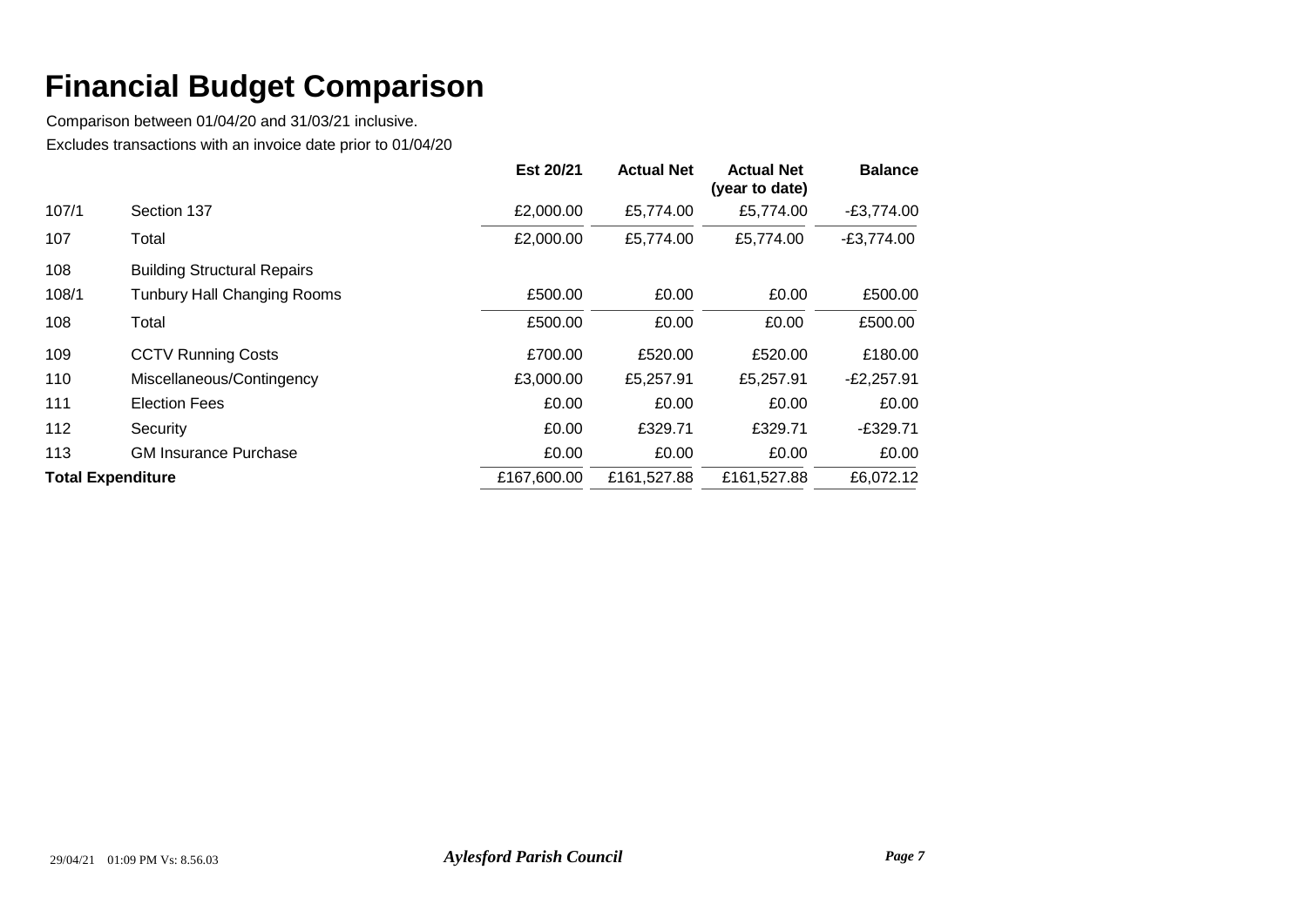# Financial Budget Comparison

Comparison between 01/04/20 and 31/03/21 inclusive.

Excludes transactions with an invoice date prior to 01/04/20

| | | Est 20/21 | Actual Net | Actual Net (year to date) | Balance |
|---|---|---|---|---|---|
| 107/1 | Section 137 | £2,000.00 | £5,774.00 | £5,774.00 | -£3,774.00 |
| 107 | Total | £2,000.00 | £5,774.00 | £5,774.00 | -£3,774.00 |
| 108 | Building Structural Repairs | | | | |
| 108/1 | Tunbury Hall Changing Rooms | £500.00 | £0.00 | £0.00 | £500.00 |
| 108 | Total | £500.00 | £0.00 | £0.00 | £500.00 |
| 109 | CCTV Running Costs | £700.00 | £520.00 | £520.00 | £180.00 |
| 110 | Miscellaneous/Contingency | £3,000.00 | £5,257.91 | £5,257.91 | -£2,257.91 |
| 111 | Election Fees | £0.00 | £0.00 | £0.00 | £0.00 |
| 112 | Security | £0.00 | £329.71 | £329.71 | -£329.71 |
| 113 | GM Insurance Purchase | £0.00 | £0.00 | £0.00 | £0.00 |
| **Total Expenditure** | | £167,600.00 | £161,527.88 | £161,527.88 | £6,072.12 |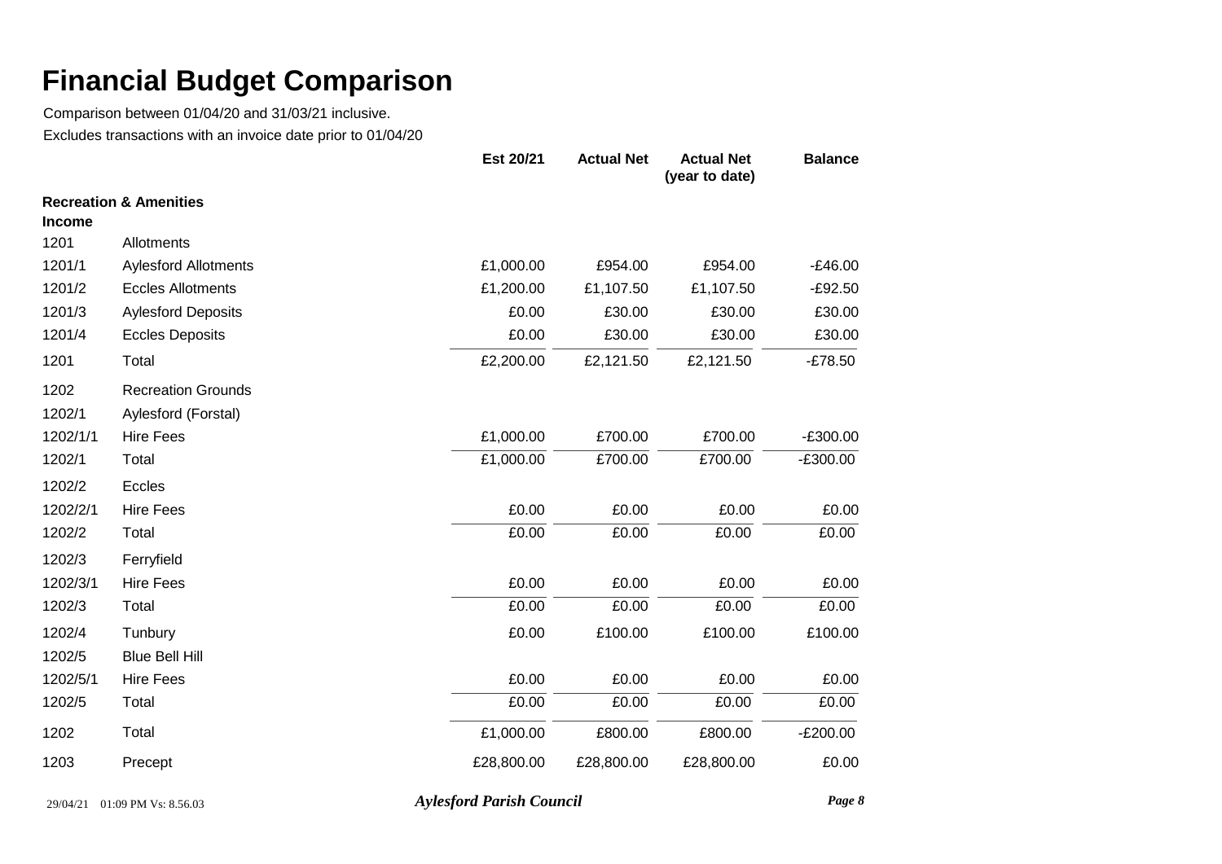# Financial Budget Comparison

Comparison between 01/04/20 and 31/03/21 inclusive.

Excludes transactions with an invoice date prior to 01/04/20

| | | Est 20/21 | Actual Net | Actual Net (year to date) | Balance |
|---|---|---|---|---|---|
| **Recreation & Amenities** | | | | | |
| **Income** | | | | | |
| 1201 | Allotments | | | | |
| 1201/1 | Aylesford Allotments | £1,000.00 | £954.00 | £954.00 | -£46.00 |
| 1201/2 | Eccles Allotments | £1,200.00 | £1,107.50 | £1,107.50 | -£92.50 |
| 1201/3 | Aylesford Deposits | £0.00 | £30.00 | £30.00 | £30.00 |
| 1201/4 | Eccles Deposits | £0.00 | £30.00 | £30.00 | £30.00 |
| 1201 | Total | £2,200.00 | £2,121.50 | £2,121.50 | -£78.50 |
| 1202 | Recreation Grounds | | | | |
| 1202/1 | Aylesford (Forstal) | | | | |
| 1202/1/1 | Hire Fees | £1,000.00 | £700.00 | £700.00 | -£300.00 |
| 1202/1 | Total | £1,000.00 | £700.00 | £700.00 | -£300.00 |
| 1202/2 | Eccles | | | | |
| 1202/2/1 | Hire Fees | £0.00 | £0.00 | £0.00 | £0.00 |
| 1202/2 | Total | £0.00 | £0.00 | £0.00 | £0.00 |
| 1202/3 | Ferryfield | | | | |
| 1202/3/1 | Hire Fees | £0.00 | £0.00 | £0.00 | £0.00 |
| 1202/3 | Total | £0.00 | £0.00 | £0.00 | £0.00 |
| 1202/4 | Tunbury | £0.00 | £100.00 | £100.00 | £100.00 |
| 1202/5 | Blue Bell Hill | | | | |
| 1202/5/1 | Hire Fees | £0.00 | £0.00 | £0.00 | £0.00 |
| 1202/5 | Total | £0.00 | £0.00 | £0.00 | £0.00 |
| 1202 | Total | £1,000.00 | £800.00 | £800.00 | -£200.00 |
| 1203 | Precept | £28,800.00 | £28,800.00 | £28,800.00 | £0.00 |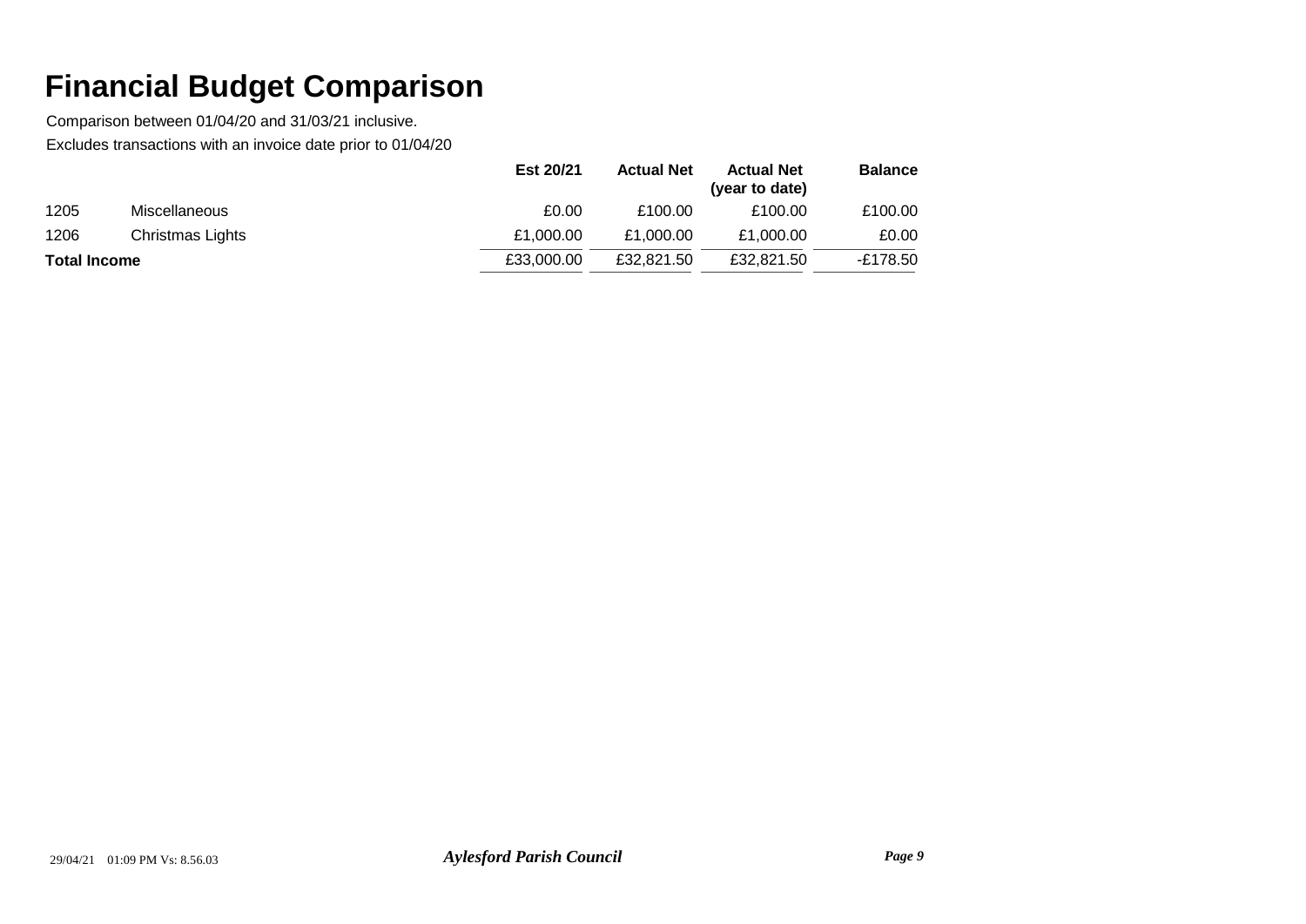# Financial Budget Comparison

Comparison between 01/04/20 and 31/03/21 inclusive.

Excludes transactions with an invoice date prior to 01/04/20

| | | Est 20/21 | Actual Net | Actual Net (year to date) | Balance |
|---|---|---|---|---|---|
| 1205 | Miscellaneous | £0.00 | £100.00 | £100.00 | £100.00 |
| 1206 | Christmas Lights | £1,000.00 | £1,000.00 | £1,000.00 | £0.00 |
| **Total Income** | | £33,000.00 | £32,821.50 | £32,821.50 | -£178.50 |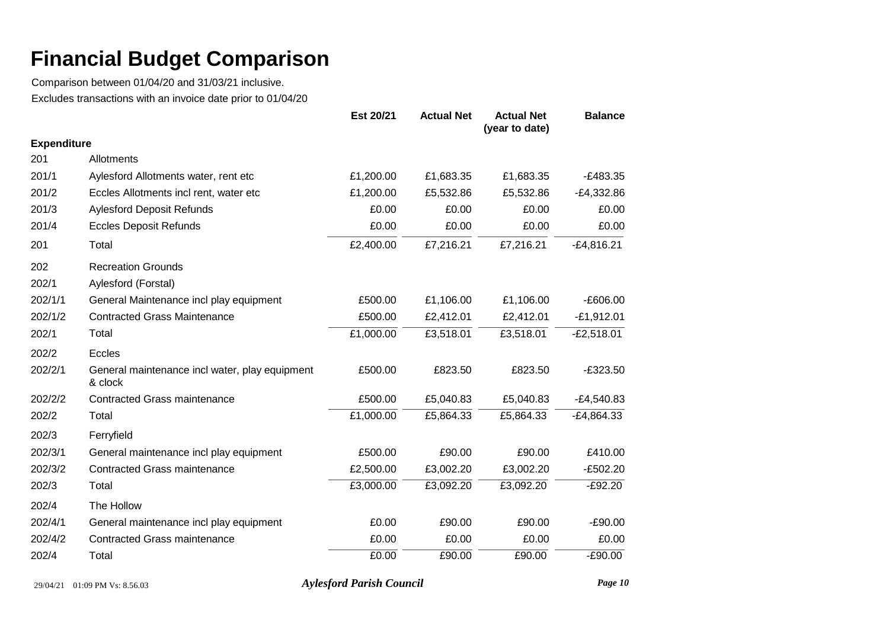# Financial Budget Comparison

Comparison between 01/04/20 and 31/03/21 inclusive.

Excludes transactions with an invoice date prior to 01/04/20

| | | Est 20/21 | Actual Net | Actual Net (year to date) | Balance |
|---|---|---|---|---|---|
| **Expenditure** | | | | | |
| 201 | Allotments | | | | |
| 201/1 | Aylesford Allotments water, rent etc | £1,200.00 | £1,683.35 | £1,683.35 | -£483.35 |
| 201/2 | Eccles Allotments incl rent, water etc | £1,200.00 | £5,532.86 | £5,532.86 | -£4,332.86 |
| 201/3 | Aylesford Deposit Refunds | £0.00 | £0.00 | £0.00 | £0.00 |
| 201/4 | Eccles Deposit Refunds | £0.00 | £0.00 | £0.00 | £0.00 |
| 201 | Total | £2,400.00 | £7,216.21 | £7,216.21 | -£4,816.21 |
| 202 | Recreation Grounds | | | | |
| 202/1 | Aylesford (Forstal) | | | | |
| 202/1/1 | General Maintenance incl play equipment | £500.00 | £1,106.00 | £1,106.00 | -£606.00 |
| 202/1/2 | Contracted Grass Maintenance | £500.00 | £2,412.01 | £2,412.01 | -£1,912.01 |
| 202/1 | Total | £1,000.00 | £3,518.01 | £3,518.01 | -£2,518.01 |
| 202/2 | Eccles | | | | |
| 202/2/1 | General maintenance incl water, play equipment & clock | £500.00 | £823.50 | £823.50 | -£323.50 |
| 202/2/2 | Contracted Grass maintenance | £500.00 | £5,040.83 | £5,040.83 | -£4,540.83 |
| 202/2 | Total | £1,000.00 | £5,864.33 | £5,864.33 | -£4,864.33 |
| 202/3 | Ferryfield | | | | |
| 202/3/1 | General maintenance incl play equipment | £500.00 | £90.00 | £90.00 | £410.00 |
| 202/3/2 | Contracted Grass maintenance | £2,500.00 | £3,002.20 | £3,002.20 | -£502.20 |
| 202/3 | Total | £3,000.00 | £3,092.20 | £3,092.20 | -£92.20 |
| 202/4 | The Hollow | | | | |
| 202/4/1 | General maintenance incl play equipment | £0.00 | £90.00 | £90.00 | -£90.00 |
| 202/4/2 | Contracted Grass maintenance | £0.00 | £0.00 | £0.00 | £0.00 |
| 202/4 | Total | £0.00 | £90.00 | £90.00 | -£90.00 |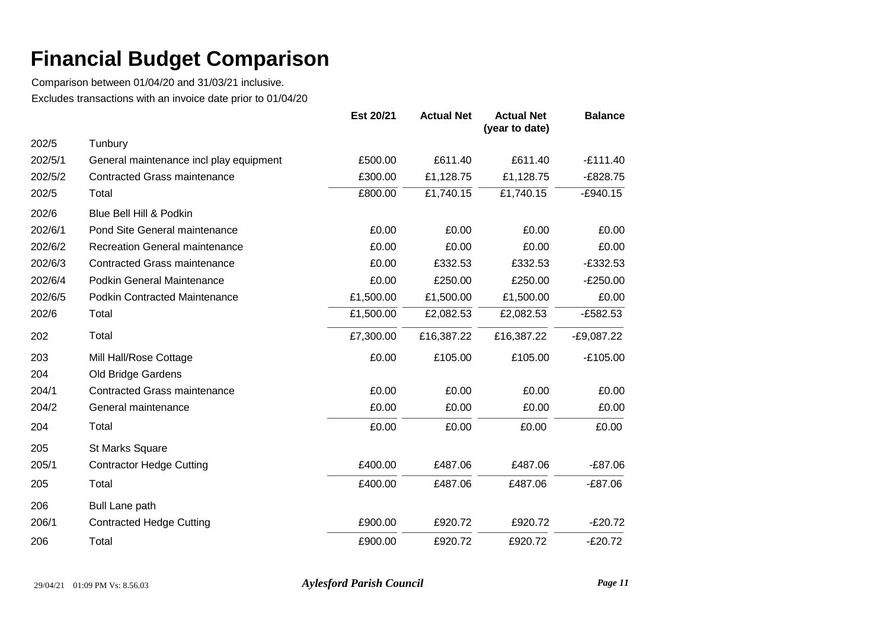# Financial Budget Comparison

Comparison between 01/04/20 and 31/03/21 inclusive.

Excludes transactions with an invoice date prior to 01/04/20

| | | Est 20/21 | Actual Net | Actual Net (year to date) | Balance |
|---|---|---|---|---|---|
| 202/5 | Tunbury | | | | |
| 202/5/1 | General maintenance incl play equipment | £500.00 | £611.40 | £611.40 | -£111.40 |
| 202/5/2 | Contracted Grass maintenance | £300.00 | £1,128.75 | £1,128.75 | -£828.75 |
| 202/5 | Total | £800.00 | £1,740.15 | £1,740.15 | -£940.15 |
| 202/6 | Blue Bell Hill & Podkin | | | | |
| 202/6/1 | Pond Site General maintenance | £0.00 | £0.00 | £0.00 | £0.00 |
| 202/6/2 | Recreation General maintenance | £0.00 | £0.00 | £0.00 | £0.00 |
| 202/6/3 | Contracted Grass maintenance | £0.00 | £332.53 | £332.53 | -£332.53 |
| 202/6/4 | Podkin General Maintenance | £0.00 | £250.00 | £250.00 | -£250.00 |
| 202/6/5 | Podkin Contracted Maintenance | £1,500.00 | £1,500.00 | £1,500.00 | £0.00 |
| 202/6 | Total | £1,500.00 | £2,082.53 | £2,082.53 | -£582.53 |
| 202 | Total | £7,300.00 | £16,387.22 | £16,387.22 | -£9,087.22 |
| 203 | Mill Hall/Rose Cottage | £0.00 | £105.00 | £105.00 | -£105.00 |
| 204 | Old Bridge Gardens | | | | |
| 204/1 | Contracted Grass maintenance | £0.00 | £0.00 | £0.00 | £0.00 |
| 204/2 | General maintenance | £0.00 | £0.00 | £0.00 | £0.00 |
| 204 | Total | £0.00 | £0.00 | £0.00 | £0.00 |
| 205 | St Marks Square | | | | |
| 205/1 | Contractor Hedge Cutting | £400.00 | £487.06 | £487.06 | -£87.06 |
| 205 | Total | £400.00 | £487.06 | £487.06 | -£87.06 |
| 206 | Bull Lane path | | | | |
| 206/1 | Contracted Hedge Cutting | £900.00 | £920.72 | £920.72 | -£20.72 |
| 206 | Total | £900.00 | £920.72 | £920.72 | -£20.72 |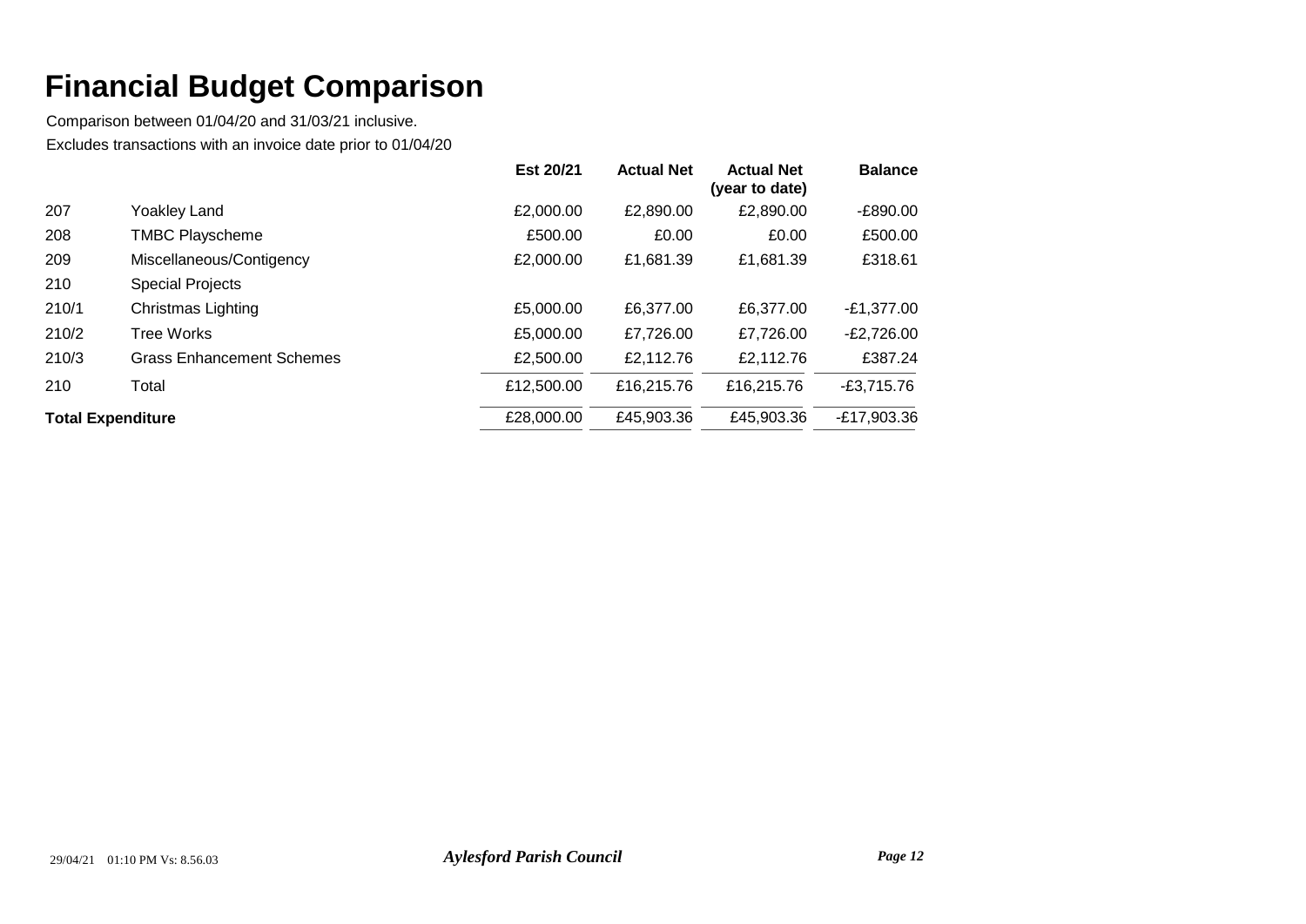# Financial Budget Comparison

Comparison between 01/04/20 and 31/03/21 inclusive.

Excludes transactions with an invoice date prior to 01/04/20

| | | Est 20/21 | Actual Net | Actual Net (year to date) | Balance |
|---|---|---|---|---|---|
| 207 | Yoakley Land | £2,000.00 | £2,890.00 | £2,890.00 | -£890.00 |
| 208 | TMBC Playscheme | £500.00 | £0.00 | £0.00 | £500.00 |
| 209 | Miscellaneous/Contigency | £2,000.00 | £1,681.39 | £1,681.39 | £318.61 |
| 210 | Special Projects | | | | |
| 210/1 | Christmas Lighting | £5,000.00 | £6,377.00 | £6,377.00 | -£1,377.00 |
| 210/2 | Tree Works | £5,000.00 | £7,726.00 | £7,726.00 | -£2,726.00 |
| 210/3 | Grass Enhancement Schemes | £2,500.00 | £2,112.76 | £2,112.76 | £387.24 |
| 210 | Total | £12,500.00 | £16,215.76 | £16,215.76 | -£3,715.76 |
| **Total Expenditure** | | £28,000.00 | £45,903.36 | £45,903.36 | -£17,903.36 |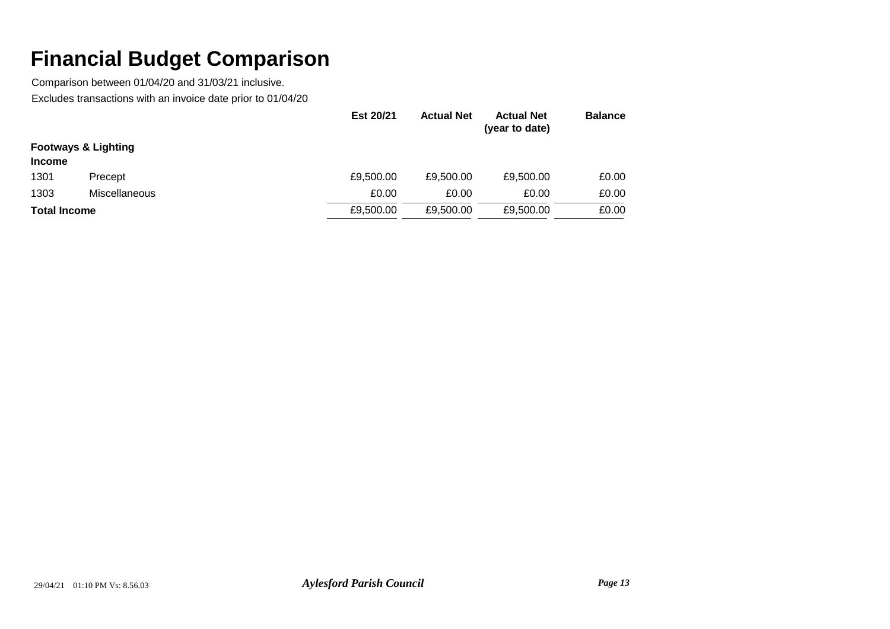# Financial Budget Comparison

Comparison between 01/04/20 and 31/03/21 inclusive.

Excludes transactions with an invoice date prior to 01/04/20

| | | Est 20/21 | Actual Net | Actual Net (year to date) | Balance |
|---|---|---|---|---|---|
| **Footways & Lighting** | | | | | |
| **Income** | | | | | |
| 1301 | Precept | £9,500.00 | £9,500.00 | £9,500.00 | £0.00 |
| 1303 | Miscellaneous | £0.00 | £0.00 | £0.00 | £0.00 |
| **Total Income** | | £9,500.00 | £9,500.00 | £9,500.00 | £0.00 |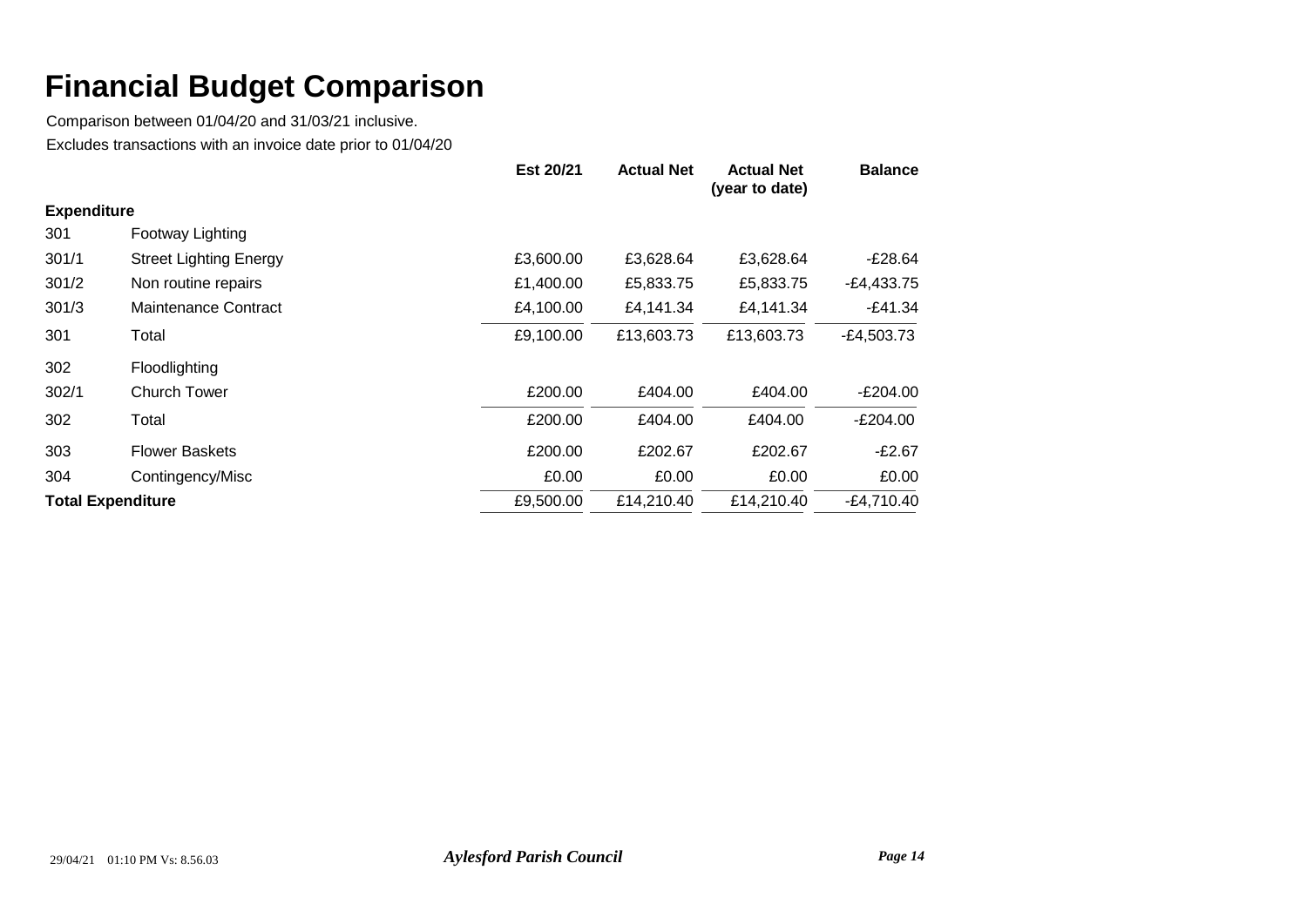# Financial Budget Comparison

Comparison between 01/04/20 and 31/03/21 inclusive.

Excludes transactions with an invoice date prior to 01/04/20

| | | Est 20/21 | Actual Net | Actual Net (year to date) | Balance |
|---|---|---|---|---|---|
| **Expenditure** | | | | | |
| 301 | Footway Lighting | | | | |
| 301/1 | Street Lighting Energy | £3,600.00 | £3,628.64 | £3,628.64 | -£28.64 |
| 301/2 | Non routine repairs | £1,400.00 | £5,833.75 | £5,833.75 | -£4,433.75 |
| 301/3 | Maintenance Contract | £4,100.00 | £4,141.34 | £4,141.34 | -£41.34 |
| 301 | Total | £9,100.00 | £13,603.73 | £13,603.73 | -£4,503.73 |
| 302 | Floodlighting | | | | |
| 302/1 | Church Tower | £200.00 | £404.00 | £404.00 | -£204.00 |
| 302 | Total | £200.00 | £404.00 | £404.00 | -£204.00 |
| 303 | Flower Baskets | £200.00 | £202.67 | £202.67 | -£2.67 |
| 304 | Contingency/Misc | £0.00 | £0.00 | £0.00 | £0.00 |
| **Total Expenditure** | | £9,500.00 | £14,210.40 | £14,210.40 | -£4,710.40 |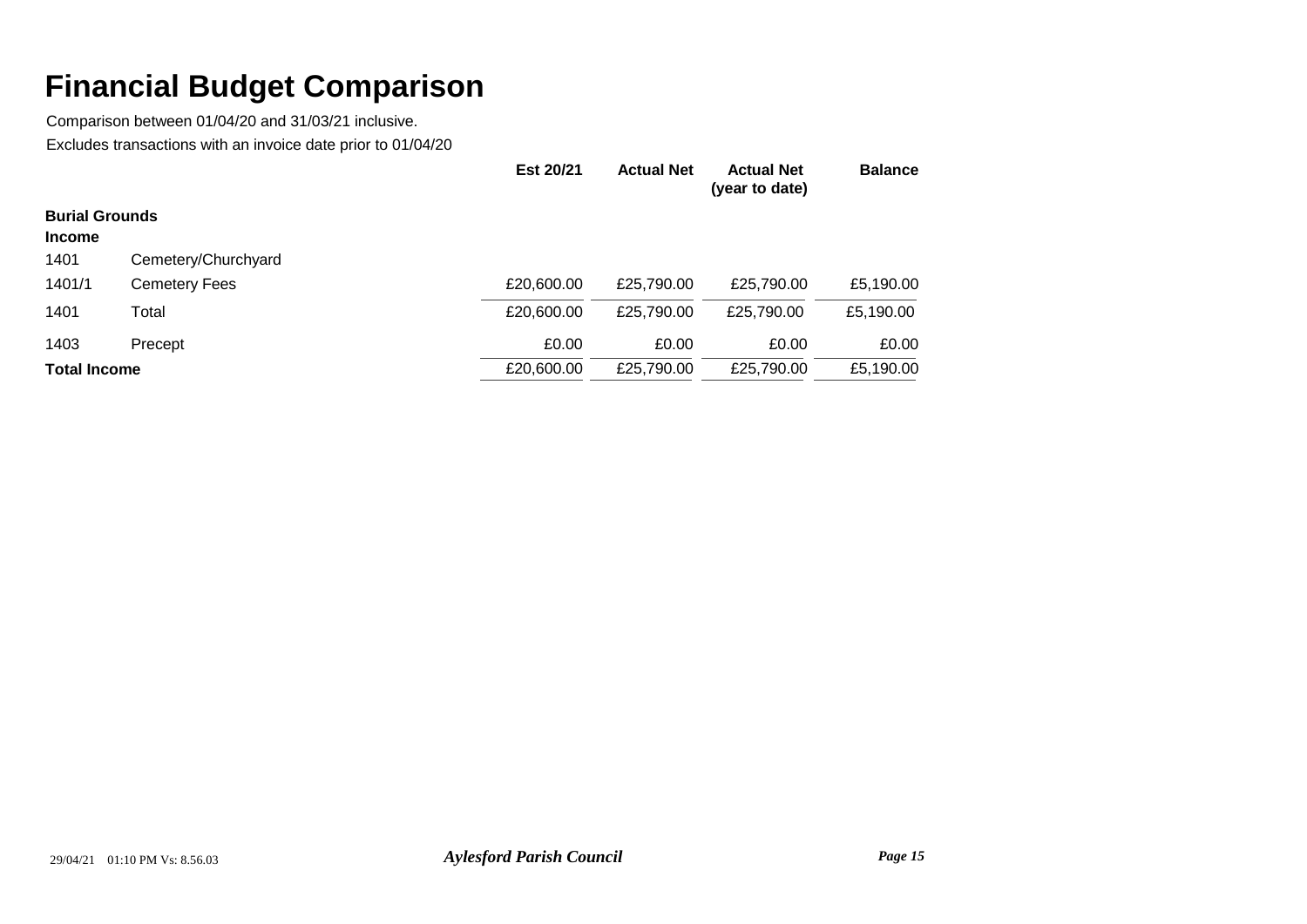# Financial Budget Comparison

Comparison between 01/04/20 and 31/03/21 inclusive.

Excludes transactions with an invoice date prior to 01/04/20

| | | Est 20/21 | Actual Net | Actual Net (year to date) | Balance |
|---|---|---|---|---|---|
| **Burial Grounds** | | | | | |
| **Income** | | | | | |
| 1401 | Cemetery/Churchyard | | | | |
| 1401/1 | Cemetery Fees | £20,600.00 | £25,790.00 | £25,790.00 | £5,190.00 |
| 1401 | Total | £20,600.00 | £25,790.00 | £25,790.00 | £5,190.00 |
| 1403 | Precept | £0.00 | £0.00 | £0.00 | £0.00 |
| **Total Income** | | £20,600.00 | £25,790.00 | £25,790.00 | £5,190.00 |

29/04/21 01:10 PM Vs: 8.56.03 *Aylesford Parish Council*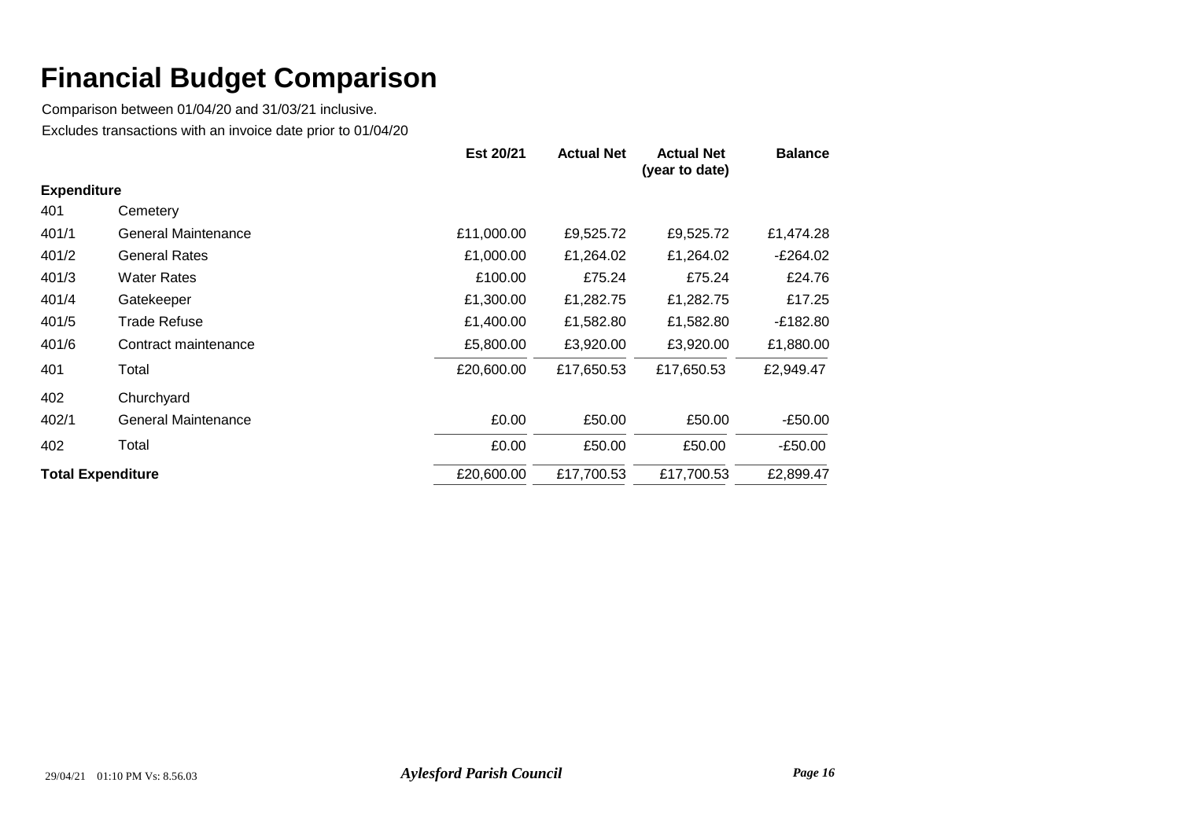# Financial Budget Comparison

Comparison between 01/04/20 and 31/03/21 inclusive.

Excludes transactions with an invoice date prior to 01/04/20

| | | Est 20/21 | Actual Net | Actual Net (year to date) | Balance |
|---|---|---|---|---|---|
| **Expenditure** | | | | | |
| 401 | Cemetery | | | | |
| 401/1 | General Maintenance | £11,000.00 | £9,525.72 | £9,525.72 | £1,474.28 |
| 401/2 | General Rates | £1,000.00 | £1,264.02 | £1,264.02 | -£264.02 |
| 401/3 | Water Rates | £100.00 | £75.24 | £75.24 | £24.76 |
| 401/4 | Gatekeeper | £1,300.00 | £1,282.75 | £1,282.75 | £17.25 |
| 401/5 | Trade Refuse | £1,400.00 | £1,582.80 | £1,582.80 | -£182.80 |
| 401/6 | Contract maintenance | £5,800.00 | £3,920.00 | £3,920.00 | £1,880.00 |
| 401 | Total | £20,600.00 | £17,650.53 | £17,650.53 | £2,949.47 |
| 402 | Churchyard | | | | |
| 402/1 | General Maintenance | £0.00 | £50.00 | £50.00 | -£50.00 |
| 402 | Total | £0.00 | £50.00 | £50.00 | -£50.00 |
| **Total Expenditure** | | £20,600.00 | £17,700.53 | £17,700.53 | £2,899.47 |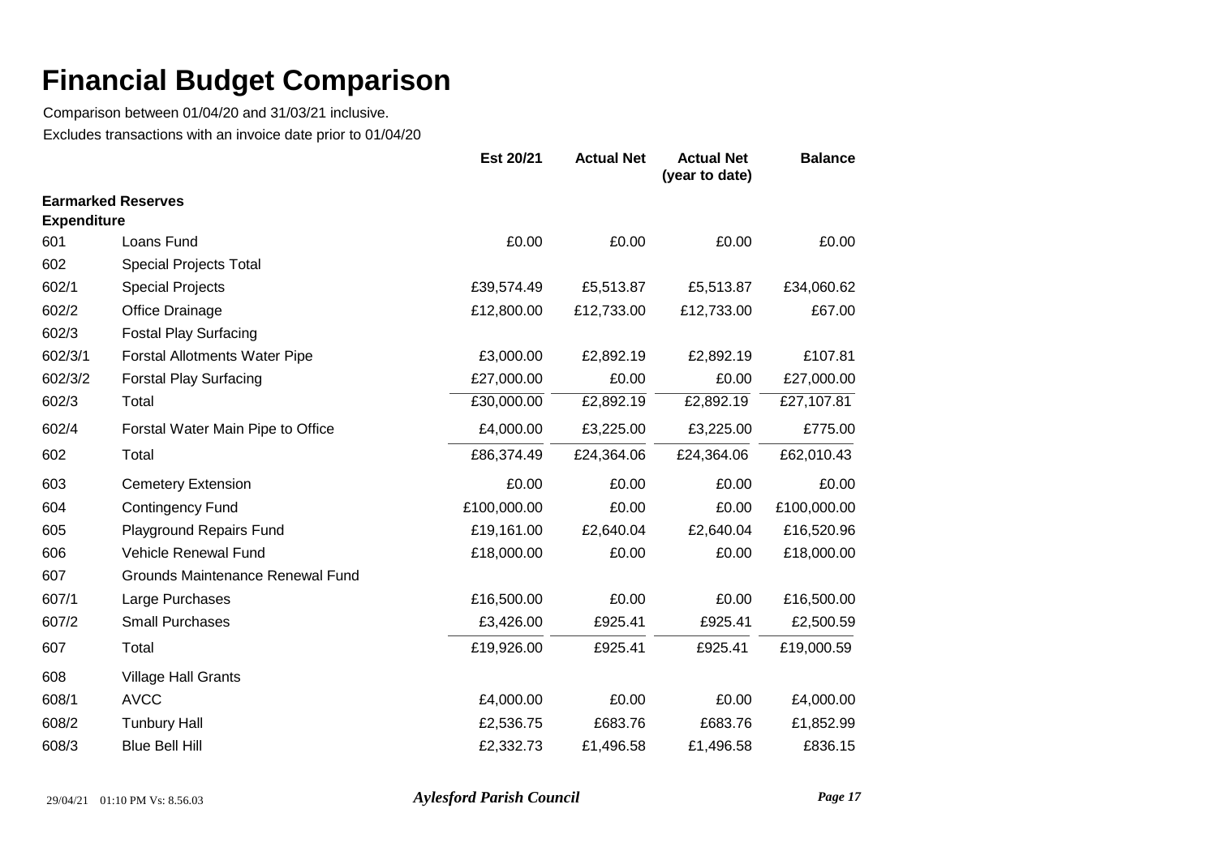# Financial Budget Comparison

Comparison between 01/04/20 and 31/03/21 inclusive.

Excludes transactions with an invoice date prior to 01/04/20

| | | Est 20/21 | Actual Net | Actual Net (year to date) | Balance |
|---|---|---|---|---|---|
| **Earmarked Reserves** | | | | | |
| **Expenditure** | | | | | |
| 601 | Loans Fund | £0.00 | £0.00 | £0.00 | £0.00 |
| 602 | Special Projects Total | | | | |
| 602/1 | Special Projects | £39,574.49 | £5,513.87 | £5,513.87 | £34,060.62 |
| 602/2 | Office Drainage | £12,800.00 | £12,733.00 | £12,733.00 | £67.00 |
| 602/3 | Fostal Play Surfacing | | | | |
| 602/3/1 | Forstal Allotments Water Pipe | £3,000.00 | £2,892.19 | £2,892.19 | £107.81 |
| 602/3/2 | Forstal Play Surfacing | £27,000.00 | £0.00 | £0.00 | £27,000.00 |
| 602/3 | Total | £30,000.00 | £2,892.19 | £2,892.19 | £27,107.81 |
| 602/4 | Forstal Water Main Pipe to Office | £4,000.00 | £3,225.00 | £3,225.00 | £775.00 |
| 602 | Total | £86,374.49 | £24,364.06 | £24,364.06 | £62,010.43 |
| 603 | Cemetery Extension | £0.00 | £0.00 | £0.00 | £0.00 |
| 604 | Contingency Fund | £100,000.00 | £0.00 | £0.00 | £100,000.00 |
| 605 | Playground Repairs Fund | £19,161.00 | £2,640.04 | £2,640.04 | £16,520.96 |
| 606 | Vehicle Renewal Fund | £18,000.00 | £0.00 | £0.00 | £18,000.00 |
| 607 | Grounds Maintenance Renewal Fund | | | | |
| 607/1 | Large Purchases | £16,500.00 | £0.00 | £0.00 | £16,500.00 |
| 607/2 | Small Purchases | £3,426.00 | £925.41 | £925.41 | £2,500.59 |
| 607 | Total | £19,926.00 | £925.41 | £925.41 | £19,000.59 |
| 608 | Village Hall Grants | | | | |
| 608/1 | AVCC | £4,000.00 | £0.00 | £0.00 | £4,000.00 |
| 608/2 | Tunbury Hall | £2,536.75 | £683.76 | £683.76 | £1,852.99 |
| 608/3 | Blue Bell Hill | £2,332.73 | £1,496.58 | £1,496.58 | £836.15 |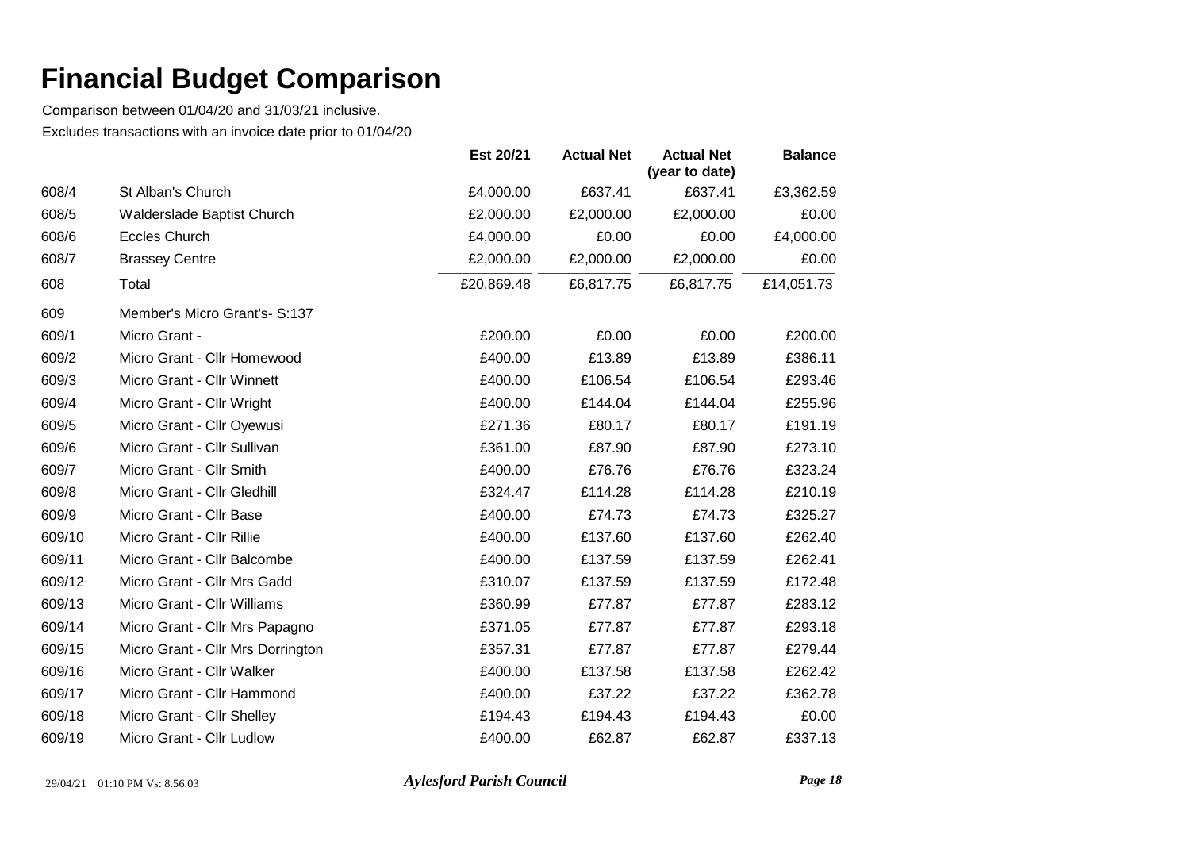# Financial Budget Comparison

Comparison between 01/04/20 and 31/03/21 inclusive.

Excludes transactions with an invoice date prior to 01/04/20

| | | Est 20/21 | Actual Net | Actual Net (year to date) | Balance |
|---|---|---|---|---|---|
| 608/4 | St Alban's Church | £4,000.00 | £637.41 | £637.41 | £3,362.59 |
| 608/5 | Walderslade Baptist Church | £2,000.00 | £2,000.00 | £2,000.00 | £0.00 |
| 608/6 | Eccles Church | £4,000.00 | £0.00 | £0.00 | £4,000.00 |
| 608/7 | Brassey Centre | £2,000.00 | £2,000.00 | £2,000.00 | £0.00 |
| 608 | Total | £20,869.48 | £6,817.75 | £6,817.75 | £14,051.73 |
| 609 | Member's Micro Grant's- S:137 | | | | |
| 609/1 | Micro Grant - | £200.00 | £0.00 | £0.00 | £200.00 |
| 609/2 | Micro Grant - Cllr Homewood | £400.00 | £13.89 | £13.89 | £386.11 |
| 609/3 | Micro Grant - Cllr Winnett | £400.00 | £106.54 | £106.54 | £293.46 |
| 609/4 | Micro Grant - Cllr Wright | £400.00 | £144.04 | £144.04 | £255.96 |
| 609/5 | Micro Grant - Cllr Oyewusi | £271.36 | £80.17 | £80.17 | £191.19 |
| 609/6 | Micro Grant - Cllr Sullivan | £361.00 | £87.90 | £87.90 | £273.10 |
| 609/7 | Micro Grant - Cllr Smith | £400.00 | £76.76 | £76.76 | £323.24 |
| 609/8 | Micro Grant - Cllr Gledhill | £324.47 | £114.28 | £114.28 | £210.19 |
| 609/9 | Micro Grant - Cllr Base | £400.00 | £74.73 | £74.73 | £325.27 |
| 609/10 | Micro Grant - Cllr Rillie | £400.00 | £137.60 | £137.60 | £262.40 |
| 609/11 | Micro Grant - Cllr Balcombe | £400.00 | £137.59 | £137.59 | £262.41 |
| 609/12 | Micro Grant - Cllr Mrs Gadd | £310.07 | £137.59 | £137.59 | £172.48 |
| 609/13 | Micro Grant - Cllr Williams | £360.99 | £77.87 | £77.87 | £283.12 |
| 609/14 | Micro Grant - Cllr Mrs Papagno | £371.05 | £77.87 | £77.87 | £293.18 |
| 609/15 | Micro Grant - Cllr Mrs Dorrington | £357.31 | £77.87 | £77.87 | £279.44 |
| 609/16 | Micro Grant - Cllr Walker | £400.00 | £137.58 | £137.58 | £262.42 |
| 609/17 | Micro Grant - Cllr Hammond | £400.00 | £37.22 | £37.22 | £362.78 |
| 609/18 | Micro Grant - Cllr Shelley | £194.43 | £194.43 | £194.43 | £0.00 |
| 609/19 | Micro Grant - Cllr Ludlow | £400.00 | £62.87 | £62.87 | £337.13 |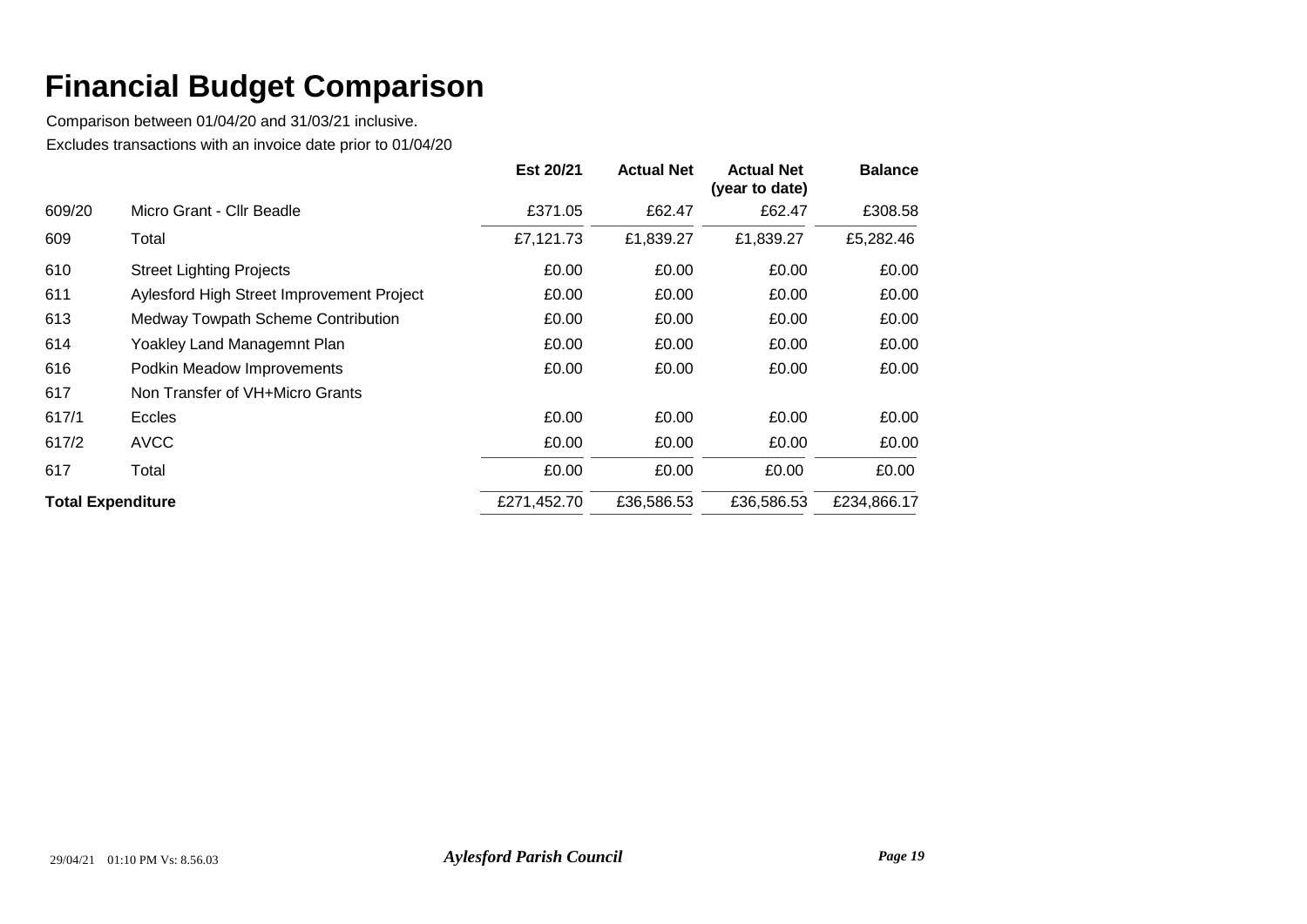# Financial Budget Comparison

Comparison between 01/04/20 and 31/03/21 inclusive.

Excludes transactions with an invoice date prior to 01/04/20

| | | Est 20/21 | Actual Net | Actual Net (year to date) | Balance |
|---|---|---|---|---|---|
| 609/20 | Micro Grant - Cllr Beadle | £371.05 | £62.47 | £62.47 | £308.58 |
| 609 | Total | £7,121.73 | £1,839.27 | £1,839.27 | £5,282.46 |
| 610 | Street Lighting Projects | £0.00 | £0.00 | £0.00 | £0.00 |
| 611 | Aylesford High Street Improvement Project | £0.00 | £0.00 | £0.00 | £0.00 |
| 613 | Medway Towpath Scheme Contribution | £0.00 | £0.00 | £0.00 | £0.00 |
| 614 | Yoakley Land Managemnt Plan | £0.00 | £0.00 | £0.00 | £0.00 |
| 616 | Podkin Meadow Improvements | £0.00 | £0.00 | £0.00 | £0.00 |
| 617 | Non Transfer of VH+Micro Grants | | | | |
| 617/1 | Eccles | £0.00 | £0.00 | £0.00 | £0.00 |
| 617/2 | AVCC | £0.00 | £0.00 | £0.00 | £0.00 |
| 617 | Total | £0.00 | £0.00 | £0.00 | £0.00 |
| **Total Expenditure** | | £271,452.70 | £36,586.53 | £36,586.53 | £234,866.17 |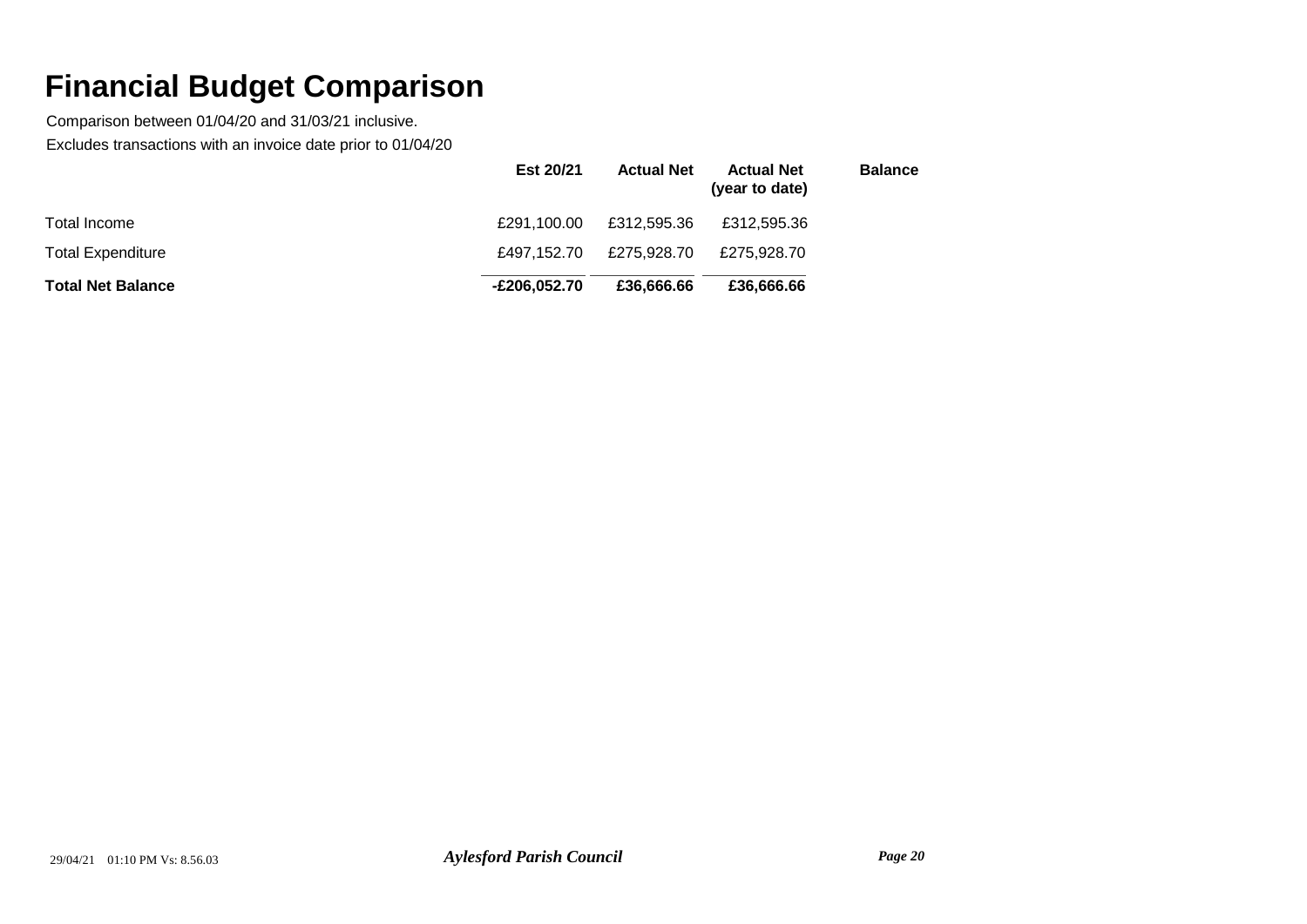# Financial Budget Comparison

Comparison between 01/04/20 and 31/03/21 inclusive.

Excludes transactions with an invoice date prior to 01/04/20

| | Est 20/21 | Actual Net | Actual Net (year to date) | Balance |
|---|---|---|---|---|
| Total Income | £291,100.00 | £312,595.36 | £312,595.36 | |
| Total Expenditure | £497,152.70 | £275,928.70 | £275,928.70 | |
| **Total Net Balance** | **-£206,052.70** | **£36,666.66** | **£36,666.66** | |

29/04/21 01:10 PM Vs: 8.56.03

*Aylesford Parish Council*